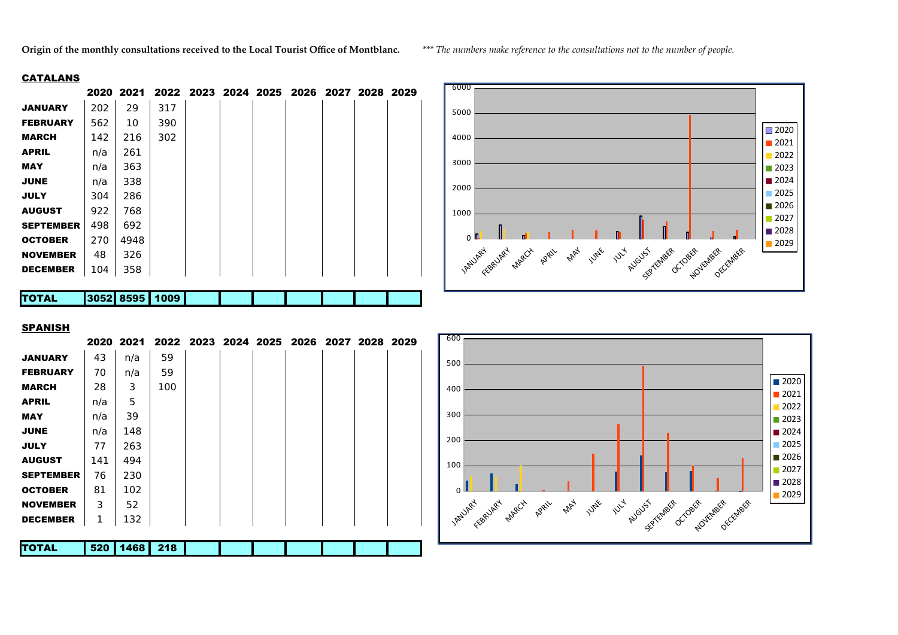**Origin of the monthly consultations received to the Local Tourist Office of Montblanc.** *\*\*\* The numbers make reference to the consultations not to the number of people.*

## CATALANS

| | 2020 | 2021 | 2022 | 2023 | 2024 | 2025 | 2026 | 2027 | 2028 | 2029 |
|---|---|---|---|---|---|---|---|---|---|---|
| **JANUARY** | 202 | 29 | 317 | | | | | | | |
| **FEBRUARY** | 562 | 10 | 390 | | | | | | | |
| **MARCH** | 142 | 216 | 302 | | | | | | | |
| **APRIL** | n/a | 261 | | | | | | | | |
| **MAY** | n/a | 363 | | | | | | | | |
| **JUNE** | n/a | 338 | | | | | | | | |
| **JULY** | 304 | 286 | | | | | | | | |
| **AUGUST** | 922 | 768 | | | | | | | | |
| **SEPTEMBER** | 498 | 692 | | | | | | | | |
| **OCTOBER** | 270 | 4948 | | | | | | | | |
| **NOVEMBER** | 48 | 326 | | | | | | | | |
| **DECEMBER** | 104 | 358 | | | | | | | | |
| **TOTAL** | 3052 | 8595 | 1009 | | | | | | | |

## SPANISH

| | 2020 | 2021 | 2022 | 2023 | 2024 | 2025 | 2026 | 2027 | 2028 | 2029 |
|---|---|---|---|---|---|---|---|---|---|---|
| **JANUARY** | 43 | n/a | 59 | | | | | | | |
| **FEBRUARY** | 70 | n/a | 59 | | | | | | | |
| **MARCH** | 28 | 3 | 100 | | | | | | | |
| **APRIL** | n/a | 5 | | | | | | | | |
| **MAY** | n/a | 39 | | | | | | | | |
| **JUNE** | n/a | 148 | | | | | | | | |
| **JULY** | 77 | 263 | | | | | | | | |
| **AUGUST** | 141 | 494 | | | | | | | | |
| **SEPTEMBER** | 76 | 230 | | | | | | | | |
| **OCTOBER** | 81 | 102 | | | | | | | | |
| **NOVEMBER** | 3 | 52 | | | | | | | | |
| **DECEMBER** | 1 | 132 | | | | | | | | |
| **TOTAL** | 520 | 1468 | 218 | | | | | | | |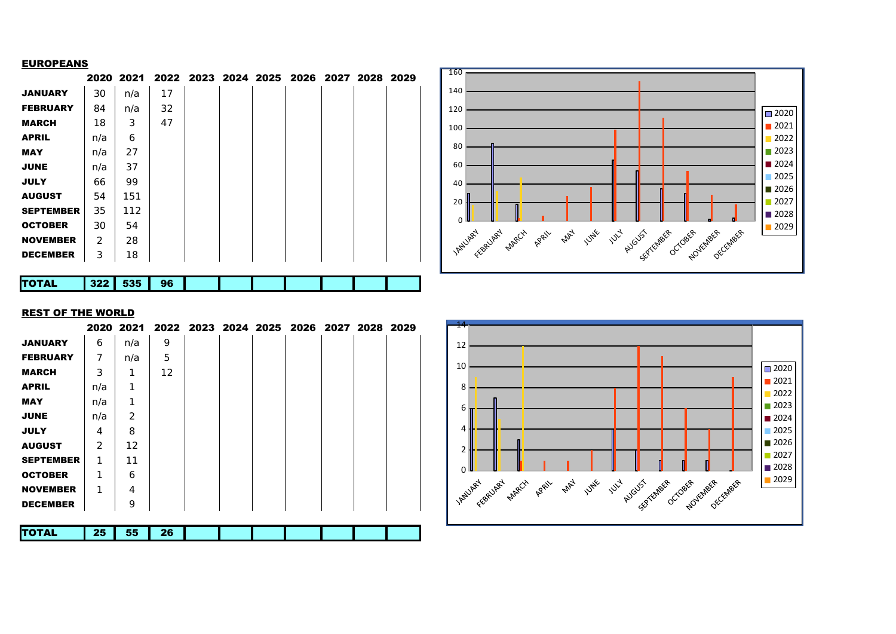**EUROPEANS**

| | 2020 | 2021 | 2022 | 2023 | 2024 | 2025 | 2026 | 2027 | 2028 | 2029 |
|---|---|---|---|---|---|---|---|---|---|---|
| **JANUARY** | 30 | n/a | 17 | | | | | | | |
| **FEBRUARY** | 84 | n/a | 32 | | | | | | | |
| **MARCH** | 18 | 3 | 47 | | | | | | | |
| **APRIL** | n/a | 6 | | | | | | | | |
| **MAY** | n/a | 27 | | | | | | | | |
| **JUNE** | n/a | 37 | | | | | | | | |
| **JULY** | 66 | 99 | | | | | | | | |
| **AUGUST** | 54 | 151 | | | | | | | | |
| **SEPTEMBER** | 35 | 112 | | | | | | | | |
| **OCTOBER** | 30 | 54 | | | | | | | | |
| **NOVEMBER** | 2 | 28 | | | | | | | | |
| **DECEMBER** | 3 | 18 | | | | | | | | |
| **TOTAL** | **322** | **535** | **96** | | | | | | | |

160
140
120
100
80
60
40
20
0

JANUARY FEBRUARY MARCH APRIL MAY JUNE JULY AUGUST SEPTEMBER OCTOBER NOVEMBER DECEMBER

2020 2021 2022 2023 2024 2025 2026 2027 2028 2029

**REST OF THE WORLD**

| | 2020 | 2021 | 2022 | 2023 | 2024 | 2025 | 2026 | 2027 | 2028 | 2029 |
|---|---|---|---|---|---|---|---|---|---|---|
| **JANUARY** | 6 | n/a | 9 | | | | | | | |
| **FEBRUARY** | 7 | n/a | 5 | | | | | | | |
| **MARCH** | 3 | 1 | 12 | | | | | | | |
| **APRIL** | n/a | 1 | | | | | | | | |
| **MAY** | n/a | 1 | | | | | | | | |
| **JUNE** | n/a | 2 | | | | | | | | |
| **JULY** | 4 | 8 | | | | | | | | |
| **AUGUST** | 2 | 12 | | | | | | | | |
| **SEPTEMBER** | 1 | 11 | | | | | | | | |
| **OCTOBER** | 1 | 6 | | | | | | | | |
| **NOVEMBER** | 1 | 4 | | | | | | | | |
| **DECEMBER** | | 9 | | | | | | | | |
| **TOTAL** | **25** | **55** | **26** | | | | | | | |

14
12
10
8
6
4
2
0

JANUARY FEBRUARY MARCH APRIL MAY JUNE JULY AUGUST SEPTEMBER OCTOBER NOVEMBER DECEMBER

2020 2021 2022 2023 2024 2025 2026 2027 2028 2029